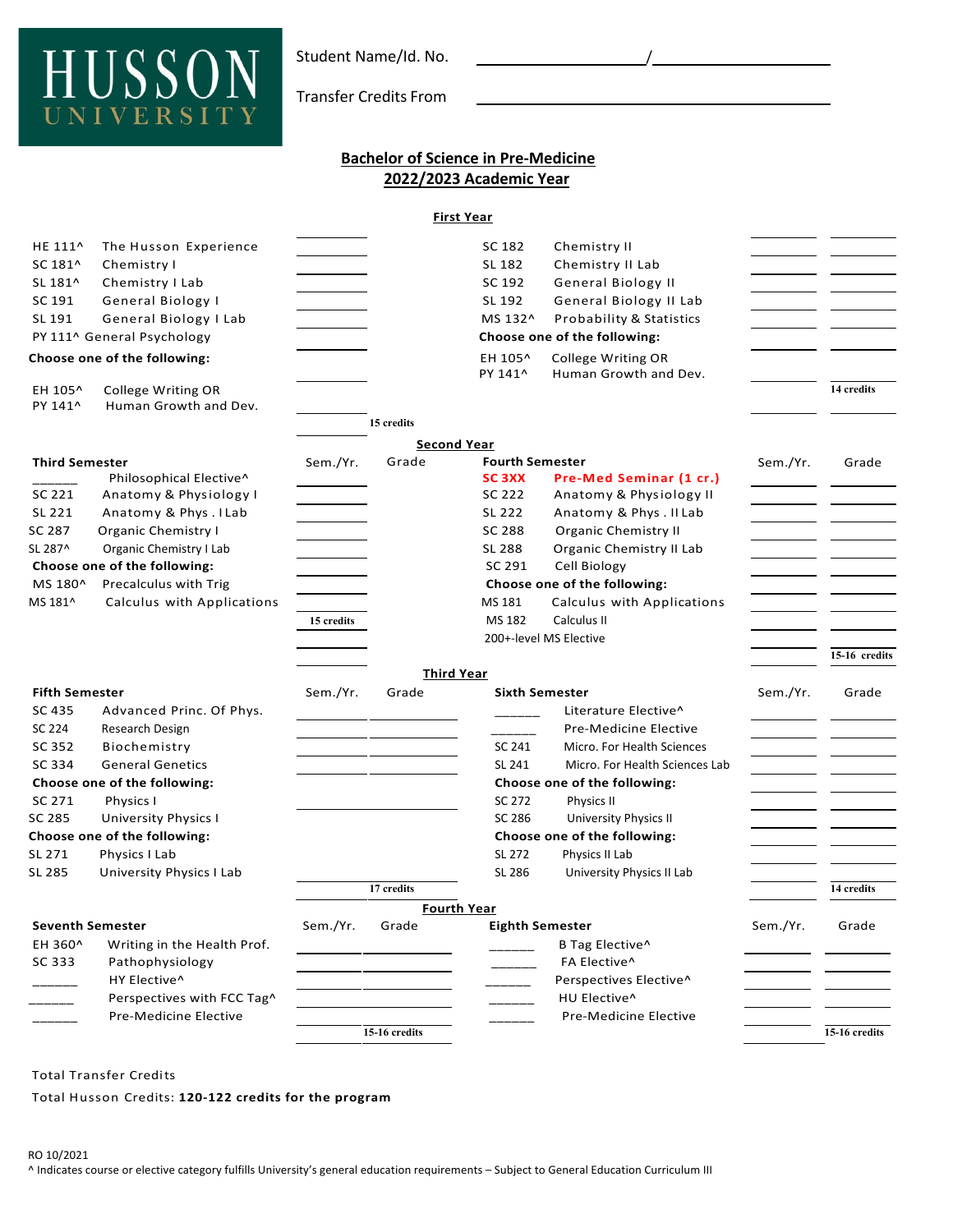**HUSSON UNIVERSITY**

Student Name/Id. No. ____________________/____________________

Transfer Credits From ________________________________________

## Bachelor of Science in Pre-Medicine
## 2022/2023 Academic Year

### First Year

| Course | Title | Sem./Yr. | Grade | Course | Title | Sem./Yr. | Grade |
|---|---|---|---|---|---|---|---|
| HE 111^ | The Husson Experience | | | SC 182 | Chemistry II | | |
| SC 181^ | Chemistry I | | | SL 182 | Chemistry II Lab | | |
| SL 181^ | Chemistry I Lab | | | SC 192 | General Biology II | | |
| SC 191 | General Biology I | | | SL 192 | General Biology II Lab | | |
| SL 191 | General Biology I Lab | | | MS 132^ | Probability & Statistics | | |
| PY 111^ | General Psychology | | | **Choose one of the following:** | | | |
| **Choose one of the following:** | | | | EH 105^ / PY 141^ | College Writing OR / Human Growth and Dev. | | **14 credits** |
| EH 105^ / PY 141^ | College Writing OR / Human Growth and Dev. | | | | | | |
| | | | **15 credits** | | | | |

### Second Year

| Third Semester | | Sem./Yr. | Grade | Fourth Semester | | Sem./Yr. | Grade |
|---|---|---|---|---|---|---|---|
| ______ | Philosophical Elective^ | | | **SC 3XX** | **Pre-Med Seminar (1 cr.)** | | |
| SC 221 | Anatomy & Physiology I | | | SC 222 | Anatomy & Physiology II | | |
| SL 221 | Anatomy & Phys . I Lab | | | SL 222 | Anatomy & Phys . II Lab | | |
| SC 287 | Organic Chemistry I | | | SC 288 | Organic Chemistry II | | |
| SL 287^ | Organic Chemistry I Lab | | | SL 288 | Organic Chemistry II Lab | | |
| **Choose one of the following:** | | | | SC 291 | Cell Biology | | |
| MS 180^ | Precalculus with Trig | | | **Choose one of the following:** | | | |
| MS 181^ | Calculus with Applications | | | MS 181 | Calculus with Applications | | |
| | | **15 credits** | | MS 182 | Calculus II | | |
| | | | | | 200+-level MS Elective | | |
| | | | | | | | **15-16 credits** |

### Third Year

| Fifth Semester | | Sem./Yr. | Grade | Sixth Semester | | Sem./Yr. | Grade |
|---|---|---|---|---|---|---|---|
| SC 435 | Advanced Princ. Of Phys. | | | ______ | Literature Elective^ | | |
| SC 224 | Research Design | | | ______ | Pre-Medicine Elective | | |
| SC 352 | Biochemistry | | | SC 241 | Micro. For Health Sciences | | |
| SC 334 | General Genetics | | | SL 241 | Micro. For Health Sciences Lab | | |
| **Choose one of the following:** | | | | **Choose one of the following:** | | | |
| SC 271 | Physics I | | | SC 272 | Physics II | | |
| SC 285 | University Physics I | | | SC 286 | University Physics II | | |
| **Choose one of the following:** | | | | **Choose one of the following:** | | | |
| SL 271 | Physics I Lab | | | SL 272 | Physics II Lab | | |
| SL 285 | University Physics I Lab | | | SL 286 | University Physics II Lab | | |
| | | | **17 credits** | | | | **14 credits** |

### Fourth Year

| Seventh Semester | | Sem./Yr. | Grade | Eighth Semester | | Sem./Yr. | Grade |
|---|---|---|---|---|---|---|---|
| EH 360^ | Writing in the Health Prof. | | | ______ | B Tag Elective^ | | |
| SC 333 | Pathophysiology | | | ______ | FA Elective^ | | |
| ______ | HY Elective^ | | | ______ | Perspectives Elective^ | | |
| ______ | Perspectives with FCC Tag^ | | | ______ | HU Elective^ | | |
| ______ | Pre-Medicine Elective | | | ______ | Pre-Medicine Elective | | |
| | | | **15-16 credits** | | | | **15-16 credits** |

Total Transfer Credits

Total Husson Credits: **120-122 credits for the program**

RO 10/2021

^ Indicates course or elective category fulfills University's general education requirements – Subject to General Education Curriculum III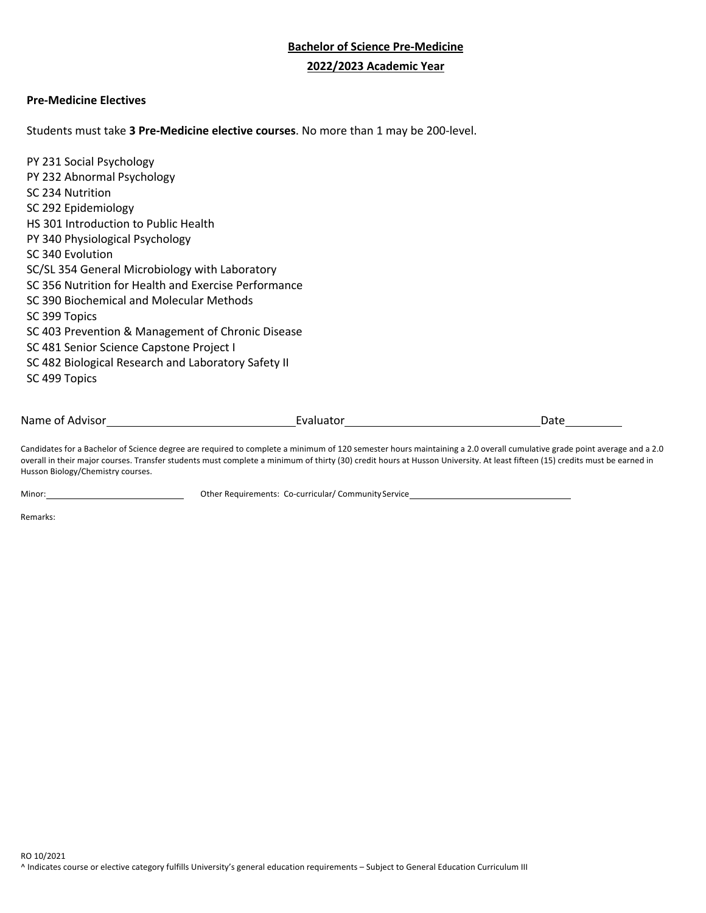**Bachelor of Science Pre-Medicine**

**2022/2023 Academic Year**

**Pre-Medicine Electives**

Students must take **3 Pre-Medicine elective courses**. No more than 1 may be 200-level.

PY 231 Social Psychology
PY 232 Abnormal Psychology
SC 234 Nutrition
SC 292 Epidemiology
HS 301 Introduction to Public Health
PY 340 Physiological Psychology
SC 340 Evolution
SC/SL 354 General Microbiology with Laboratory
SC 356 Nutrition for Health and Exercise Performance
SC 390 Biochemical and Molecular Methods
SC 399 Topics
SC 403 Prevention & Management of Chronic Disease
SC 481 Senior Science Capstone Project I
SC 482 Biological Research and Laboratory Safety II
SC 499 Topics

Name of Advisor\_\_\_\_\_\_\_\_\_\_\_\_\_\_\_\_ Evaluator\_\_\_\_\_\_\_\_\_\_\_\_\_\_\_\_ Date\_\_\_\_\_\_\_\_

Candidates for a Bachelor of Science degree are required to complete a minimum of 120 semester hours maintaining a 2.0 overall cumulative grade point average and a 2.0 overall in their major courses. Transfer students must complete a minimum of thirty (30) credit hours at Husson University. At least fifteen (15) credits must be earned in Husson Biology/Chemistry courses.

Minor:\_\_\_\_\_\_\_\_\_\_\_\_\_\_\_\_ Other Requirements: Co-curricular/ Community Service\_\_\_\_\_\_\_\_\_\_\_\_\_\_\_\_

Remarks:

RO 10/2021

^ Indicates course or elective category fulfills University's general education requirements – Subject to General Education Curriculum III